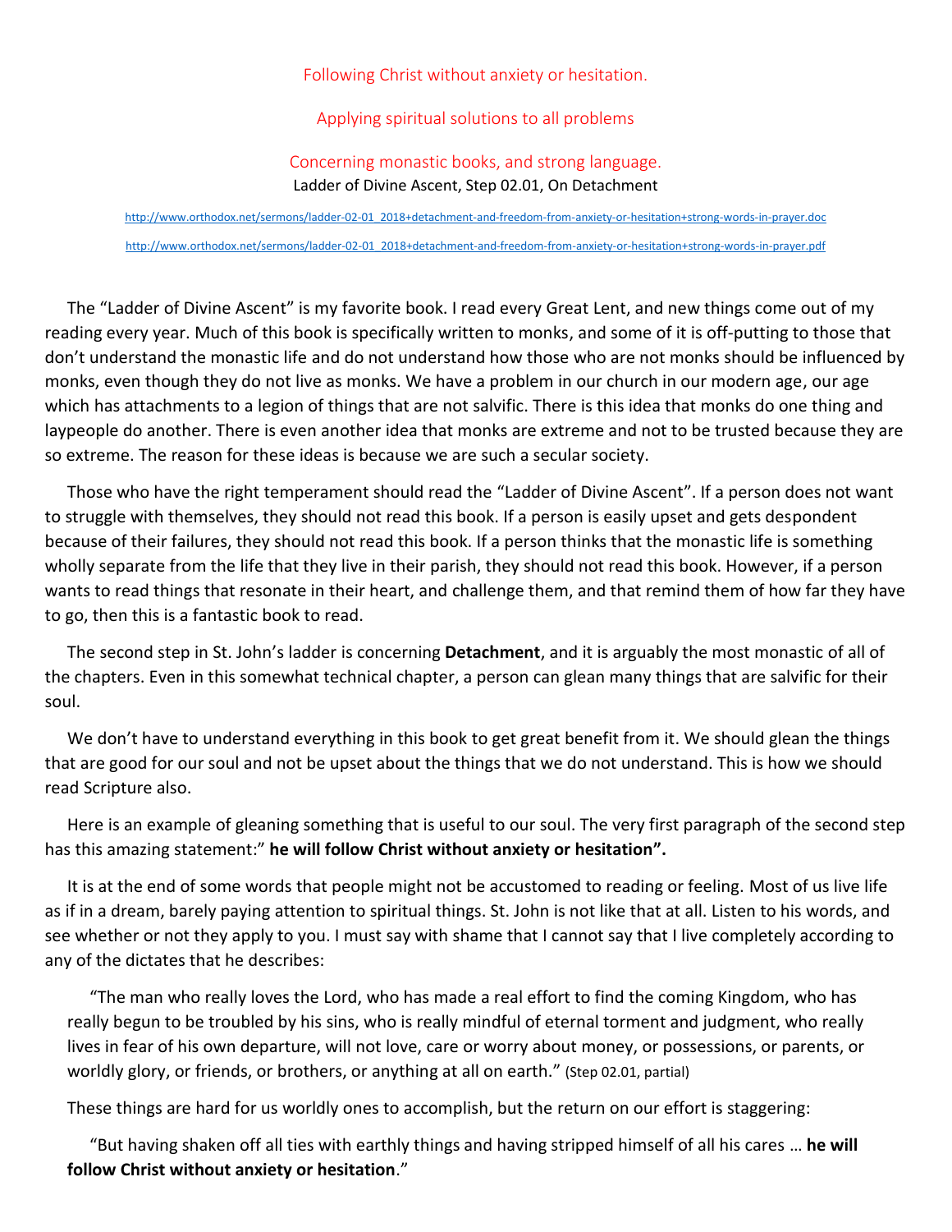# Following Christ without anxiety or hesitation.

## Applying spiritual solutions to all problems

## Concerning monastic books, and strong language.

Ladder of Divine Ascent, Step 02.01, On Detachment

http://www.orthodox.net/sermons/ladder-02-01_2018+detachment-and-freedom-from-anxiety-or-hesitation+strong-words-in-prayer.doc

http://www.orthodox.net/sermons/ladder-02-01_2018+detachment-and-freedom-from-anxiety-or-hesitation+strong-words-in-prayer.pdf

The "Ladder of Divine Ascent" is my favorite book. I read every Great Lent, and new things come out of my reading every year. Much of this book is specifically written to monks, and some of it is off-putting to those that don't understand the monastic life and do not understand how those who are not monks should be influenced by monks, even though they do not live as monks. We have a problem in our church in our modern age, our age which has attachments to a legion of things that are not salvific. There is this idea that monks do one thing and laypeople do another. There is even another idea that monks are extreme and not to be trusted because they are so extreme. The reason for these ideas is because we are such a secular society.

Those who have the right temperament should read the "Ladder of Divine Ascent". If a person does not want to struggle with themselves, they should not read this book. If a person is easily upset and gets despondent because of their failures, they should not read this book. If a person thinks that the monastic life is something wholly separate from the life that they live in their parish, they should not read this book. However, if a person wants to read things that resonate in their heart, and challenge them, and that remind them of how far they have to go, then this is a fantastic book to read.

The second step in St. John's ladder is concerning **Detachment**, and it is arguably the most monastic of all of the chapters. Even in this somewhat technical chapter, a person can glean many things that are salvific for their soul.

We don't have to understand everything in this book to get great benefit from it. We should glean the things that are good for our soul and not be upset about the things that we do not understand. This is how we should read Scripture also.

Here is an example of gleaning something that is useful to our soul. The very first paragraph of the second step has this amazing statement:" **he will follow Christ without anxiety or hesitation".**

It is at the end of some words that people might not be accustomed to reading or feeling. Most of us live life as if in a dream, barely paying attention to spiritual things. St. John is not like that at all. Listen to his words, and see whether or not they apply to you. I must say with shame that I cannot say that I live completely according to any of the dictates that he describes:

> "The man who really loves the Lord, who has made a real effort to find the coming Kingdom, who has really begun to be troubled by his sins, who is really mindful of eternal torment and judgment, who really lives in fear of his own departure, will not love, care or worry about money, or possessions, or parents, or worldly glory, or friends, or brothers, or anything at all on earth." (Step 02.01, partial)

These things are hard for us worldly ones to accomplish, but the return on our effort is staggering:

> "But having shaken off all ties with earthly things and having stripped himself of all his cares … **he will follow Christ without anxiety or hesitation**."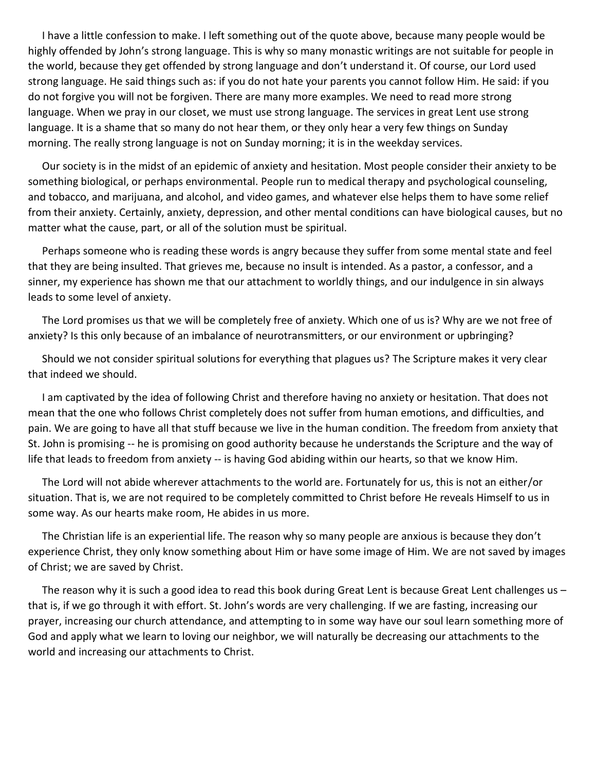I have a little confession to make. I left something out of the quote above, because many people would be highly offended by John's strong language. This is why so many monastic writings are not suitable for people in the world, because they get offended by strong language and don't understand it. Of course, our Lord used strong language. He said things such as: if you do not hate your parents you cannot follow Him. He said: if you do not forgive you will not be forgiven. There are many more examples. We need to read more strong language. When we pray in our closet, we must use strong language. The services in great Lent use strong language. It is a shame that so many do not hear them, or they only hear a very few things on Sunday morning. The really strong language is not on Sunday morning; it is in the weekday services.

Our society is in the midst of an epidemic of anxiety and hesitation. Most people consider their anxiety to be something biological, or perhaps environmental. People run to medical therapy and psychological counseling, and tobacco, and marijuana, and alcohol, and video games, and whatever else helps them to have some relief from their anxiety. Certainly, anxiety, depression, and other mental conditions can have biological causes, but no matter what the cause, part, or all of the solution must be spiritual.

Perhaps someone who is reading these words is angry because they suffer from some mental state and feel that they are being insulted. That grieves me, because no insult is intended. As a pastor, a confessor, and a sinner, my experience has shown me that our attachment to worldly things, and our indulgence in sin always leads to some level of anxiety.

The Lord promises us that we will be completely free of anxiety. Which one of us is? Why are we not free of anxiety? Is this only because of an imbalance of neurotransmitters, or our environment or upbringing?

Should we not consider spiritual solutions for everything that plagues us? The Scripture makes it very clear that indeed we should.

I am captivated by the idea of following Christ and therefore having no anxiety or hesitation. That does not mean that the one who follows Christ completely does not suffer from human emotions, and difficulties, and pain. We are going to have all that stuff because we live in the human condition. The freedom from anxiety that St. John is promising -- he is promising on good authority because he understands the Scripture and the way of life that leads to freedom from anxiety -- is having God abiding within our hearts, so that we know Him.

The Lord will not abide wherever attachments to the world are. Fortunately for us, this is not an either/or situation. That is, we are not required to be completely committed to Christ before He reveals Himself to us in some way. As our hearts make room, He abides in us more.

The Christian life is an experiential life. The reason why so many people are anxious is because they don't experience Christ, they only know something about Him or have some image of Him. We are not saved by images of Christ; we are saved by Christ.

The reason why it is such a good idea to read this book during Great Lent is because Great Lent challenges us – that is, if we go through it with effort. St. John's words are very challenging. If we are fasting, increasing our prayer, increasing our church attendance, and attempting to in some way have our soul learn something more of God and apply what we learn to loving our neighbor, we will naturally be decreasing our attachments to the world and increasing our attachments to Christ.